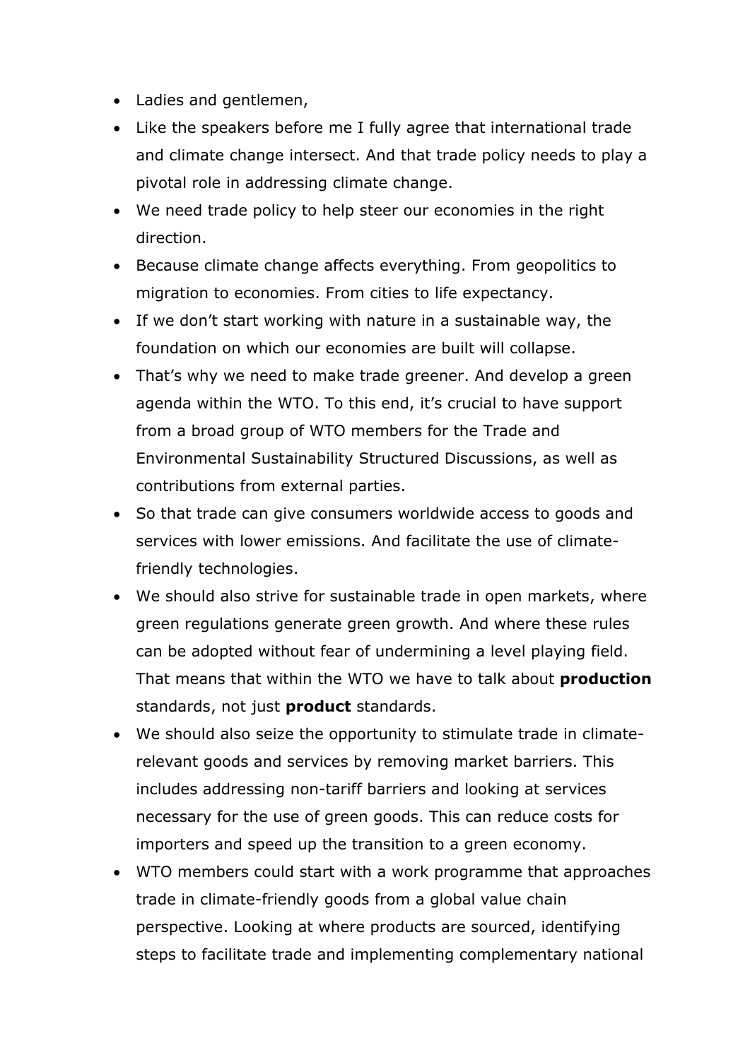- Ladies and gentlemen,
- Like the speakers before me I fully agree that international trade and climate change intersect. And that trade policy needs to play a pivotal role in addressing climate change.
- We need trade policy to help steer our economies in the right direction.
- Because climate change affects everything. From geopolitics to migration to economies. From cities to life expectancy.
- If we don't start working with nature in a sustainable way, the foundation on which our economies are built will collapse.
- That's why we need to make trade greener. And develop a green agenda within the WTO. To this end, it's crucial to have support from a broad group of WTO members for the Trade and Environmental Sustainability Structured Discussions, as well as contributions from external parties.
- So that trade can give consumers worldwide access to goods and services with lower emissions. And facilitate the use of climate-friendly technologies.
- We should also strive for sustainable trade in open markets, where green regulations generate green growth. And where these rules can be adopted without fear of undermining a level playing field. That means that within the WTO we have to talk about **production** standards, not just **product** standards.
- We should also seize the opportunity to stimulate trade in climate-relevant goods and services by removing market barriers. This includes addressing non-tariff barriers and looking at services necessary for the use of green goods. This can reduce costs for importers and speed up the transition to a green economy.
- WTO members could start with a work programme that approaches trade in climate-friendly goods from a global value chain perspective. Looking at where products are sourced, identifying steps to facilitate trade and implementing complementary national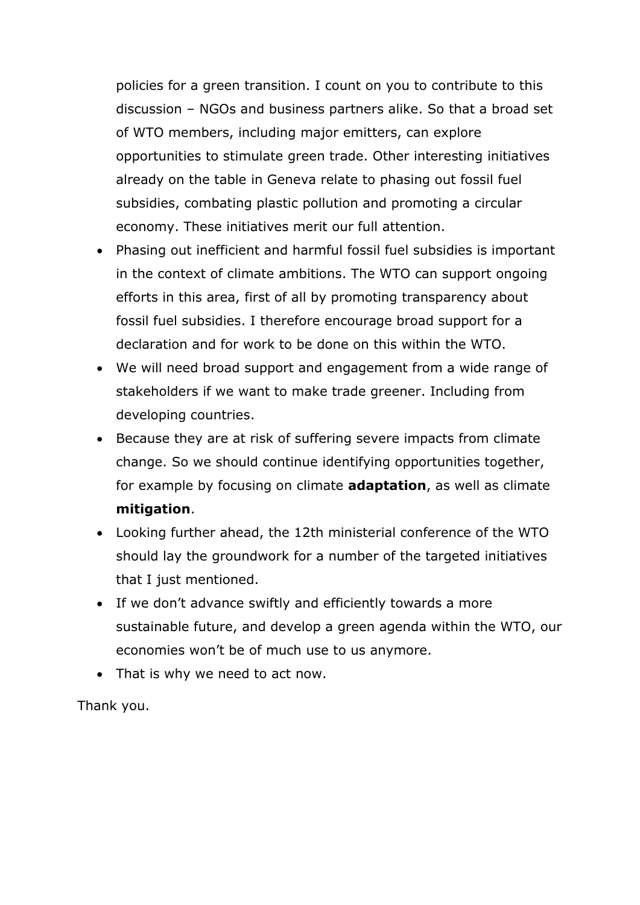policies for a green transition. I count on you to contribute to this discussion – NGOs and business partners alike. So that a broad set of WTO members, including major emitters, can explore opportunities to stimulate green trade. Other interesting initiatives already on the table in Geneva relate to phasing out fossil fuel subsidies, combating plastic pollution and promoting a circular economy. These initiatives merit our full attention.

- Phasing out inefficient and harmful fossil fuel subsidies is important in the context of climate ambitions. The WTO can support ongoing efforts in this area, first of all by promoting transparency about fossil fuel subsidies. I therefore encourage broad support for a declaration and for work to be done on this within the WTO.
- We will need broad support and engagement from a wide range of stakeholders if we want to make trade greener. Including from developing countries.
- Because they are at risk of suffering severe impacts from climate change. So we should continue identifying opportunities together, for example by focusing on climate **adaptation**, as well as climate **mitigation**.
- Looking further ahead, the 12th ministerial conference of the WTO should lay the groundwork for a number of the targeted initiatives that I just mentioned.
- If we don't advance swiftly and efficiently towards a more sustainable future, and develop a green agenda within the WTO, our economies won't be of much use to us anymore.
- That is why we need to act now.

Thank you.